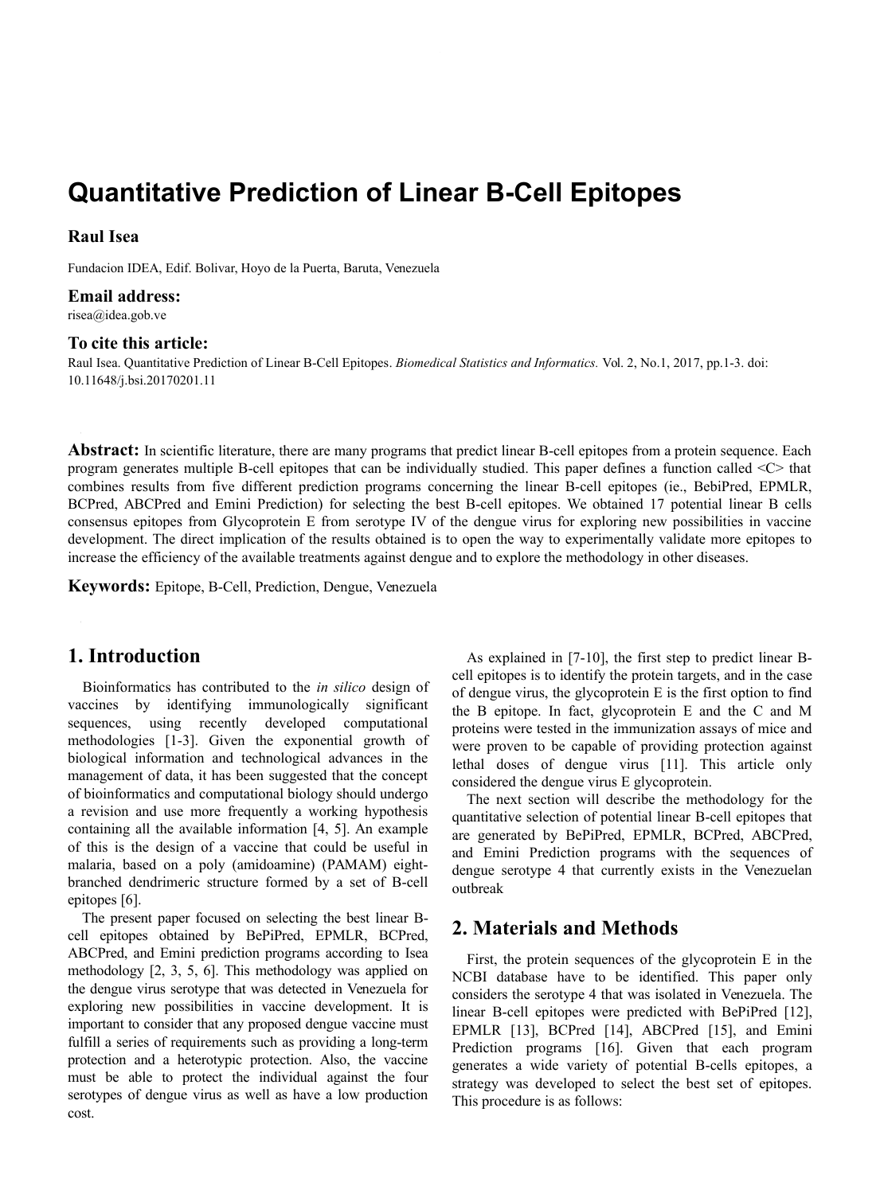# Quantitative Prediction of Linear B-Cell Epitopes

**Raul Isea**

Fundacion IDEA, Edif. Bolivar, Hoyo de la Puerta, Baruta, Venezuela

**Email address:**

risea@idea.gob.ve

**To cite this article:**

Raul Isea. Quantitative Prediction of Linear B-Cell Epitopes. *Biomedical Statistics and Informatics.* Vol. 2, No.1, 2017, pp.1-3. doi: 10.11648/j.bsi.20170201.11

**Abstract:** In scientific literature, there are many programs that predict linear B-cell epitopes from a protein sequence. Each program generates multiple B-cell epitopes that can be individually studied. This paper defines a function called <C> that combines results from five different prediction programs concerning the linear B-cell epitopes (ie., BebiPred, EPMLR, BCPred, ABCPred and Emini Prediction) for selecting the best B-cell epitopes. We obtained 17 potential linear B cells consensus epitopes from Glycoprotein E from serotype IV of the dengue virus for exploring new possibilities in vaccine development. The direct implication of the results obtained is to open the way to experimentally validate more epitopes to increase the efficiency of the available treatments against dengue and to explore the methodology in other diseases.

**Keywords:** Epitope, B-Cell, Prediction, Dengue, Venezuela

## 1. Introduction

Bioinformatics has contributed to the *in silico* design of vaccines by identifying immunologically significant sequences, using recently developed computational methodologies [1-3]. Given the exponential growth of biological information and technological advances in the management of data, it has been suggested that the concept of bioinformatics and computational biology should undergo a revision and use more frequently a working hypothesis containing all the available information [4, 5]. An example of this is the design of a vaccine that could be useful in malaria, based on a poly (amidoamine) (PAMAM) eight-branched dendrimeric structure formed by a set of B-cell epitopes [6].

The present paper focused on selecting the best linear B-cell epitopes obtained by BePiPred, EPMLR, BCPred, ABCPred, and Emini prediction programs according to Isea methodology [2, 3, 5, 6]. This methodology was applied on the dengue virus serotype that was detected in Venezuela for exploring new possibilities in vaccine development. It is important to consider that any proposed dengue vaccine must fulfill a series of requirements such as providing a long-term protection and a heterotypic protection. Also, the vaccine must be able to protect the individual against the four serotypes of dengue virus as well as have a low production cost.

As explained in [7-10], the first step to predict linear B-cell epitopes is to identify the protein targets, and in the case of dengue virus, the glycoprotein E is the first option to find the B epitope. In fact, glycoprotein E and the C and M proteins were tested in the immunization assays of mice and were proven to be capable of providing protection against lethal doses of dengue virus [11]. This article only considered the dengue virus E glycoprotein.

The next section will describe the methodology for the quantitative selection of potential linear B-cell epitopes that are generated by BePiPred, EPMLR, BCPred, ABCPred, and Emini Prediction programs with the sequences of dengue serotype 4 that currently exists in the Venezuelan outbreak

## 2. Materials and Methods

First, the protein sequences of the glycoprotein E in the NCBI database have to be identified. This paper only considers the serotype 4 that was isolated in Venezuela. The linear B-cell epitopes were predicted with BePiPred [12], EPMLR [13], BCPred [14], ABCPred [15], and Emini Prediction programs [16]. Given that each program generates a wide variety of potential B-cells epitopes, a strategy was developed to select the best set of epitopes. This procedure is as follows: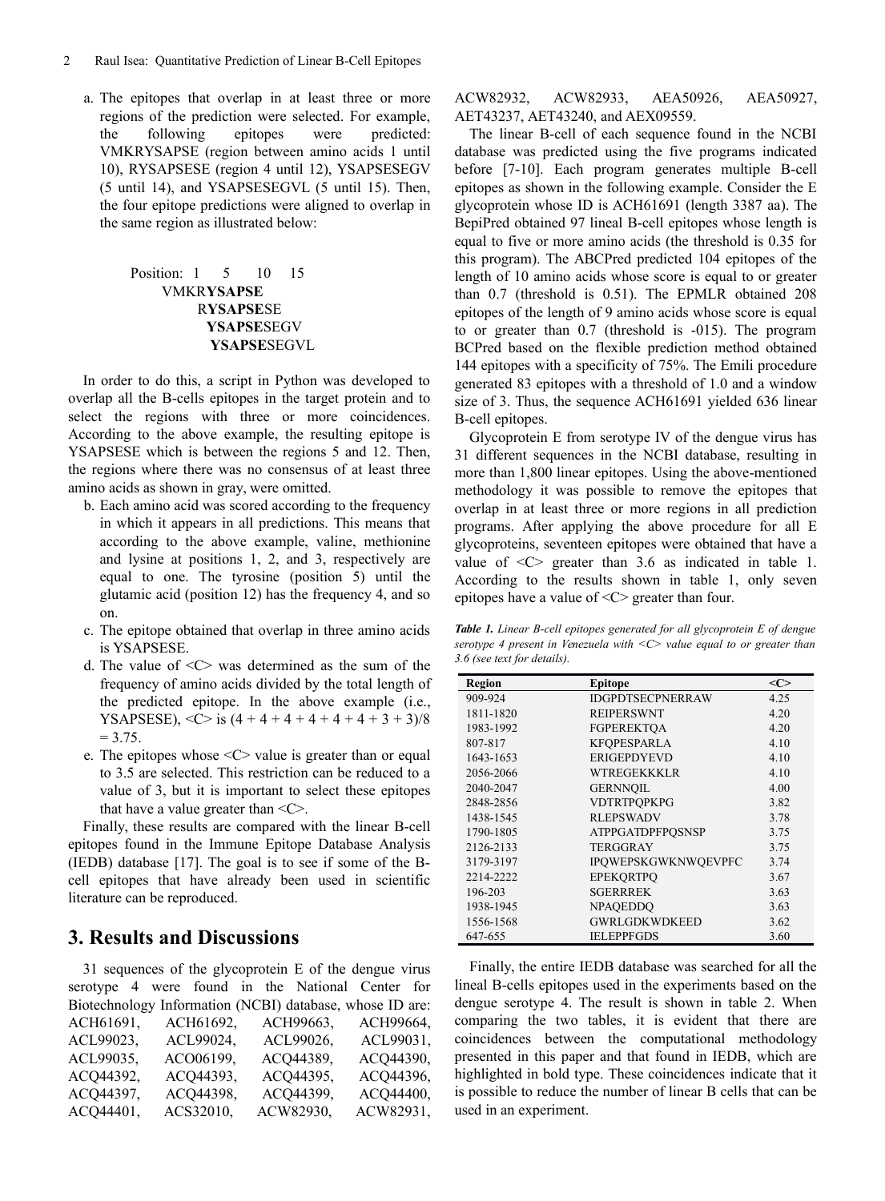a. The epitopes that overlap in at least three or more regions of the prediction were selected. For example, the following epitopes were predicted: VMKRYSAPSE (region between amino acids 1 until 10), RYSAPSESE (region 4 until 12), YSAPSESEGV (5 until 14), and YSAPSESEGVL (5 until 15). Then, the four epitope predictions were aligned to overlap in the same region as illustrated below:

```
Position: 1     5      10     15
          VMKRYSAPSE
             RYSAPSESE
              YSAPSESEGV
              YSAPSESEGVL
```

In order to do this, a script in Python was developed to overlap all the B-cells epitopes in the target protein and to select the regions with three or more coincidences. According to the above example, the resulting epitope is YSAPSESE which is between the regions 5 and 12. Then, the regions where there was no consensus of at least three amino acids as shown in gray, were omitted.

b. Each amino acid was scored according to the frequency in which it appears in all predictions. This means that according to the above example, valine, methionine and lysine at positions 1, 2, and 3, respectively are equal to one. The tyrosine (position 5) until the glutamic acid (position 12) has the frequency 4, and so on.
c. The epitope obtained that overlap in three amino acids is YSAPSESE.
d. The value of <C> was determined as the sum of the frequency of amino acids divided by the total length of the predicted epitope. In the above example (i.e., YSAPSESE), <C> is (4 + 4 + 4 + 4 + 4 + 4 + 3 + 3)/8 = 3.75.
e. The epitopes whose <C> value is greater than or equal to 3.5 are selected. This restriction can be reduced to a value of 3, but it is important to select these epitopes that have a value greater than <C>.

Finally, these results are compared with the linear B-cell epitopes found in the Immune Epitope Database Analysis (IEDB) database [17]. The goal is to see if some of the B-cell epitopes that have already been used in scientific literature can be reproduced.

## 3. Results and Discussions

31 sequences of the glycoprotein E of the dengue virus serotype 4 were found in the National Center for Biotechnology Information (NCBI) database, whose ID are: ACH61691, ACH61692, ACH99663, ACH99664, ACL99023, ACL99024, ACL99026, ACL99031, ACL99035, ACO06199, ACQ44389, ACQ44390, ACQ44392, ACQ44393, ACQ44395, ACQ44396, ACQ44397, ACQ44398, ACQ44399, ACQ44400, ACQ44401, ACS32010, ACW82930, ACW82931, ACW82932, ACW82933, AEA50926, AEA50927, AET43237, AET43240, and AEX09559.

The linear B-cell of each sequence found in the NCBI database was predicted using the five programs indicated before [7-10]. Each program generates multiple B-cell epitopes as shown in the following example. Consider the E glycoprotein whose ID is ACH61691 (length 3387 aa). The BepiPred obtained 97 lineal B-cell epitopes whose length is equal to five or more amino acids (the threshold is 0.35 for this program). The ABCPred predicted 104 epitopes of the length of 10 amino acids whose score is equal to or greater than 0.7 (threshold is 0.51). The EPMLR obtained 208 epitopes of the length of 9 amino acids whose score is equal to or greater than 0.7 (threshold is -015). The program BCPred based on the flexible prediction method obtained 144 epitopes with a specificity of 75%. The Emili procedure generated 83 epitopes with a threshold of 1.0 and a window size of 3. Thus, the sequence ACH61691 yielded 636 linear B-cell epitopes.

Glycoprotein E from serotype IV of the dengue virus has 31 different sequences in the NCBI database, resulting in more than 1,800 linear epitopes. Using the above-mentioned methodology it was possible to remove the epitopes that overlap in at least three or more regions in all prediction programs. After applying the above procedure for all E glycoproteins, seventeen epitopes were obtained that have a value of <C> greater than 3.6 as indicated in table 1. According to the results shown in table 1, only seven epitopes have a value of <C> greater than four.

***Table 1.*** *Linear B-cell epitopes generated for all glycoprotein E of dengue serotype 4 present in Venezuela with <C> value equal to or greater than 3.6 (see text for details).*

| Region | Epitope | <C> |
|---|---|---|
| 909-924 | IDGPDTSECPNERRAW | 4.25 |
| 1811-1820 | REIPERSWNT | 4.20 |
| 1983-1992 | FGPEREKTQA | 4.20 |
| 807-817 | KFQPESPARLA | 4.10 |
| 1643-1653 | ERIGEPDYEVD | 4.10 |
| 2056-2066 | WTREGEKKKLR | 4.10 |
| 2040-2047 | GERNNQIL | 4.00 |
| 2848-2856 | VDTRTPQPKPG | 3.82 |
| 1438-1545 | RLEPSWADV | 3.78 |
| 1790-1805 | ATPPGATDPFPQSNSP | 3.75 |
| 2126-2133 | TERGGRAY | 3.75 |
| 3179-3197 | IPQWEPSKGWKNWQEVPFC | 3.74 |
| 2214-2222 | EPEKQRTPQ | 3.67 |
| 196-203 | SGERRREK | 3.63 |
| 1938-1945 | NPAQEDDQ | 3.63 |
| 1556-1568 | GWRLGDKWDKEED | 3.62 |
| 647-655 | IELEPPFGDS | 3.60 |

Finally, the entire IEDB database was searched for all the lineal B-cells epitopes used in the experiments based on the dengue serotype 4. The result is shown in table 2. When comparing the two tables, it is evident that there are coincidences between the computational methodology presented in this paper and that found in IEDB, which are highlighted in bold type. These coincidences indicate that it is possible to reduce the number of linear B cells that can be used in an experiment.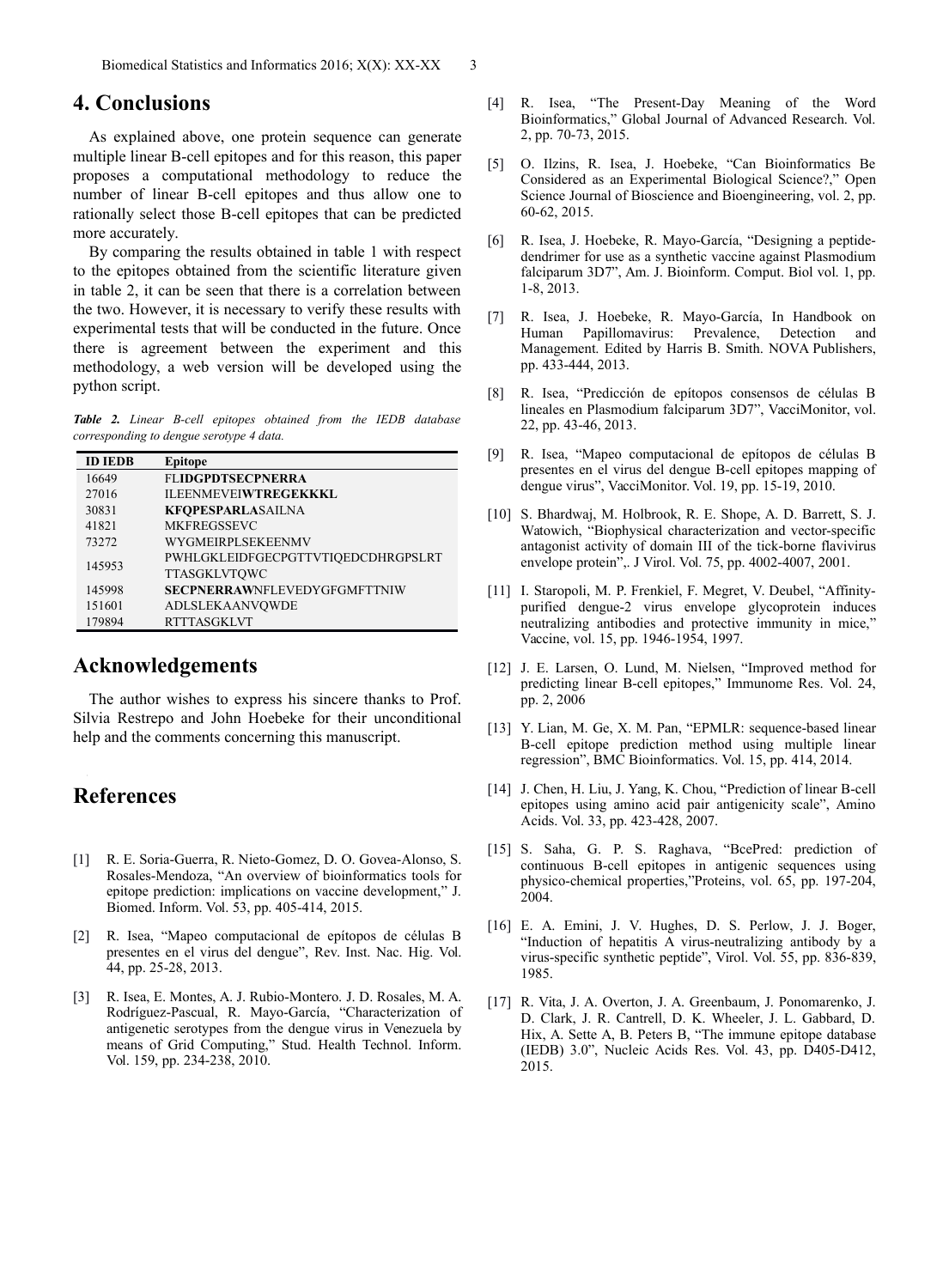## 4. Conclusions

As explained above, one protein sequence can generate multiple linear B-cell epitopes and for this reason, this paper proposes a computational methodology to reduce the number of linear B-cell epitopes and thus allow one to rationally select those B-cell epitopes that can be predicted more accurately.

By comparing the results obtained in table 1 with respect to the epitopes obtained from the scientific literature given in table 2, it can be seen that there is a correlation between the two. However, it is necessary to verify these results with experimental tests that will be conducted in the future. Once there is agreement between the experiment and this methodology, a web version will be developed using the python script.

***Table 2.*** *Linear B-cell epitopes obtained from the IEDB database corresponding to dengue serotype 4 data.*

| ID IEDB | Epitope |
|---|---|
| 16649 | FL**IDGPDTSECPNERRA** |
| 27016 | ILEENMEVEI**WTREGEKKKL** |
| 30831 | **KFQPESPARLA**SAILNA |
| 41821 | MKFREGSSEVC |
| 73272 | WYGMEIRPLSEKEENMV |
| 145953 | PWHLGKLEIDFGECPGTTVTIQEDCDHRGPSLRT TTASGKLVTQWC |
| 145998 | **SECPNERRAW**NFLEVEDYGFGMFTTNIW |
| 151601 | ADLSLEKAANVQWDE |
| 179894 | RTTTASGKLVT |

## Acknowledgements

The author wishes to express his sincere thanks to Prof. Silvia Restrepo and John Hoebeke for their unconditional help and the comments concerning this manuscript.

## References

[1] R. E. Soria-Guerra, R. Nieto-Gomez, D. O. Govea-Alonso, S. Rosales-Mendoza, "An overview of bioinformatics tools for epitope prediction: implications on vaccine development," J. Biomed. Inform. Vol. 53, pp. 405-414, 2015.

[2] R. Isea, "Mapeo computacional de epítopos de células B presentes en el virus del dengue", Rev. Inst. Nac. Hig. Vol. 44, pp. 25-28, 2013.

[3] R. Isea, E. Montes, A. J. Rubio-Montero. J. D. Rosales, M. A. Rodríguez-Pascual, R. Mayo-García, "Characterization of antigenetic serotypes from the dengue virus in Venezuela by means of Grid Computing," Stud. Health Technol. Inform. Vol. 159, pp. 234-238, 2010.

[4] R. Isea, "The Present-Day Meaning of the Word Bioinformatics," Global Journal of Advanced Research. Vol. 2, pp. 70-73, 2015.

[5] O. Ilzins, R. Isea, J. Hoebeke, "Can Bioinformatics Be Considered as an Experimental Biological Science?," Open Science Journal of Bioscience and Bioengineering, vol. 2, pp. 60-62, 2015.

[6] R. Isea, J. Hoebeke, R. Mayo-García, "Designing a peptide-dendrimer for use as a synthetic vaccine against Plasmodium falciparum 3D7", Am. J. Bioinform. Comput. Biol vol. 1, pp. 1-8, 2013.

[7] R. Isea, J. Hoebeke, R. Mayo-García, In Handbook on Human Papillomavirus: Prevalence, Detection and Management. Edited by Harris B. Smith. NOVA Publishers, pp. 433-444, 2013.

[8] R. Isea, "Predicción de epítopos consensos de células B lineales en Plasmodium falciparum 3D7", VacciMonitor, vol. 22, pp. 43-46, 2013.

[9] R. Isea, "Mapeo computacional de epítopos de células B presentes en el virus del dengue B-cell epitopes mapping of dengue virus", VacciMonitor. Vol. 19, pp. 15-19, 2010.

[10] S. Bhardwaj, M. Holbrook, R. E. Shope, A. D. Barrett, S. J. Watowich, "Biophysical characterization and vector-specific antagonist activity of domain III of the tick-borne flavivirus envelope protein",. J Virol. Vol. 75, pp. 4002-4007, 2001.

[11] I. Staropoli, M. P. Frenkiel, F. Megret, V. Deubel, "Affinity-purified dengue-2 virus envelope glycoprotein induces neutralizing antibodies and protective immunity in mice," Vaccine, vol. 15, pp. 1946-1954, 1997.

[12] J. E. Larsen, O. Lund, M. Nielsen, "Improved method for predicting linear B-cell epitopes," Immunome Res. Vol. 24, pp. 2, 2006

[13] Y. Lian, M. Ge, X. M. Pan, "EPMLR: sequence-based linear B-cell epitope prediction method using multiple linear regression", BMC Bioinformatics. Vol. 15, pp. 414, 2014.

[14] J. Chen, H. Liu, J. Yang, K. Chou, "Prediction of linear B-cell epitopes using amino acid pair antigenicity scale", Amino Acids. Vol. 33, pp. 423-428, 2007.

[15] S. Saha, G. P. S. Raghava, "BcePred: prediction of continuous B-cell epitopes in antigenic sequences using physico-chemical properties,"Proteins, vol. 65, pp. 197-204, 2004.

[16] E. A. Emini, J. V. Hughes, D. S. Perlow, J. J. Boger, "Induction of hepatitis A virus-neutralizing antibody by a virus-specific synthetic peptide", Virol. Vol. 55, pp. 836-839, 1985.

[17] R. Vita, J. A. Overton, J. A. Greenbaum, J. Ponomarenko, J. D. Clark, J. R. Cantrell, D. K. Wheeler, J. L. Gabbard, D. Hix, A. Sette A, B. Peters B, "The immune epitope database (IEDB) 3.0", Nucleic Acids Res. Vol. 43, pp. D405-D412, 2015.